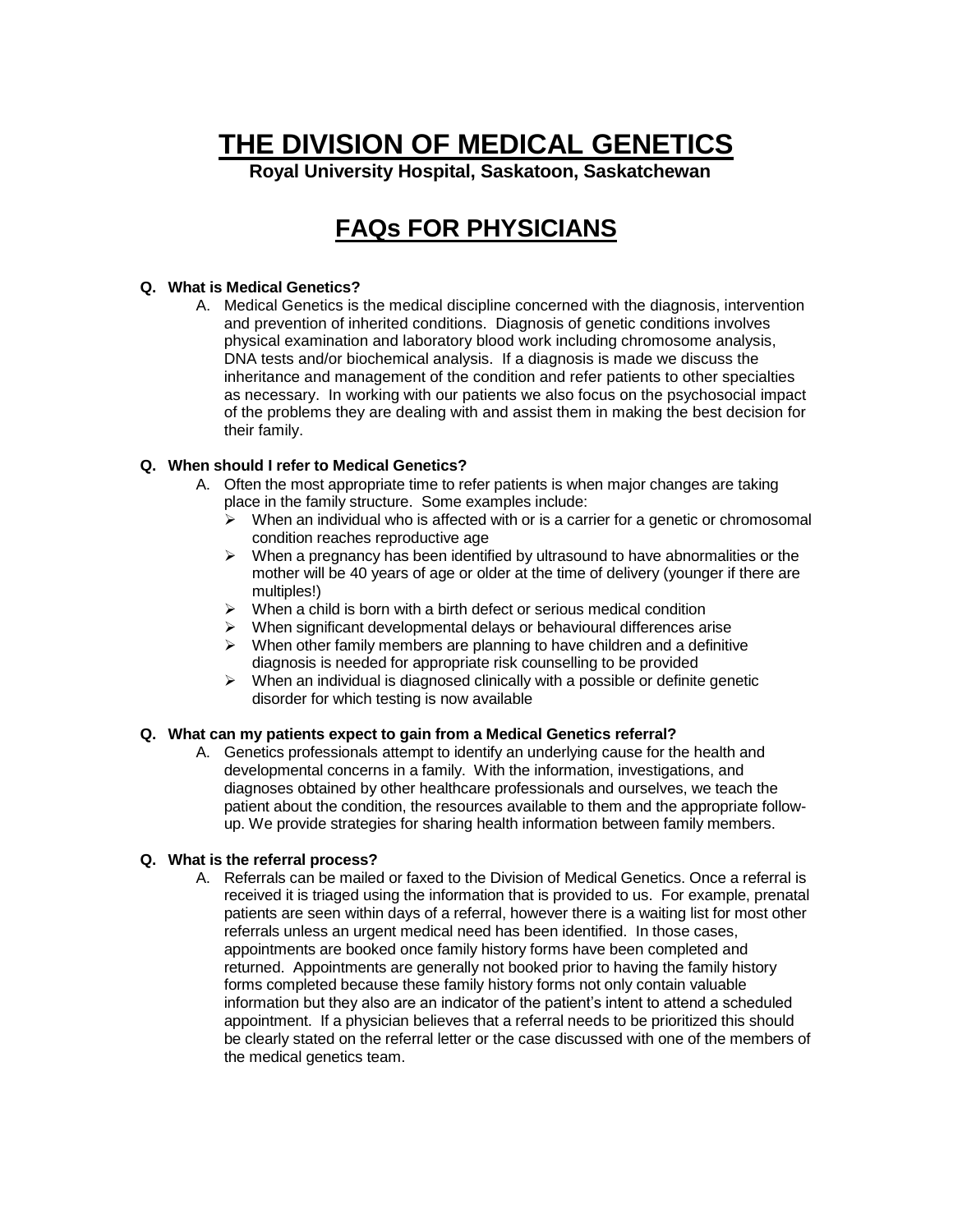# THE DIVISION OF MEDICAL GENETICS

**Royal University Hospital, Saskatoon, Saskatchewan**

## FAQs FOR PHYSICIANS

**Q. What is Medical Genetics?**

A. Medical Genetics is the medical discipline concerned with the diagnosis, intervention and prevention of inherited conditions. Diagnosis of genetic conditions involves physical examination and laboratory blood work including chromosome analysis, DNA tests and/or biochemical analysis. If a diagnosis is made we discuss the inheritance and management of the condition and refer patients to other specialties as necessary. In working with our patients we also focus on the psychosocial impact of the problems they are dealing with and assist them in making the best decision for their family.

**Q. When should I refer to Medical Genetics?**

A. Often the most appropriate time to refer patients is when major changes are taking place in the family structure. Some examples include:

- When an individual who is affected with or is a carrier for a genetic or chromosomal condition reaches reproductive age
- When a pregnancy has been identified by ultrasound to have abnormalities or the mother will be 40 years of age or older at the time of delivery (younger if there are multiples!)
- When a child is born with a birth defect or serious medical condition
- When significant developmental delays or behavioural differences arise
- When other family members are planning to have children and a definitive diagnosis is needed for appropriate risk counselling to be provided
- When an individual is diagnosed clinically with a possible or definite genetic disorder for which testing is now available

**Q. What can my patients expect to gain from a Medical Genetics referral?**

A. Genetics professionals attempt to identify an underlying cause for the health and developmental concerns in a family. With the information, investigations, and diagnoses obtained by other healthcare professionals and ourselves, we teach the patient about the condition, the resources available to them and the appropriate follow-up. We provide strategies for sharing health information between family members.

**Q. What is the referral process?**

A. Referrals can be mailed or faxed to the Division of Medical Genetics. Once a referral is received it is triaged using the information that is provided to us. For example, prenatal patients are seen within days of a referral, however there is a waiting list for most other referrals unless an urgent medical need has been identified. In those cases, appointments are booked once family history forms have been completed and returned. Appointments are generally not booked prior to having the family history forms completed because these family history forms not only contain valuable information but they also are an indicator of the patient's intent to attend a scheduled appointment. If a physician believes that a referral needs to be prioritized this should be clearly stated on the referral letter or the case discussed with one of the members of the medical genetics team.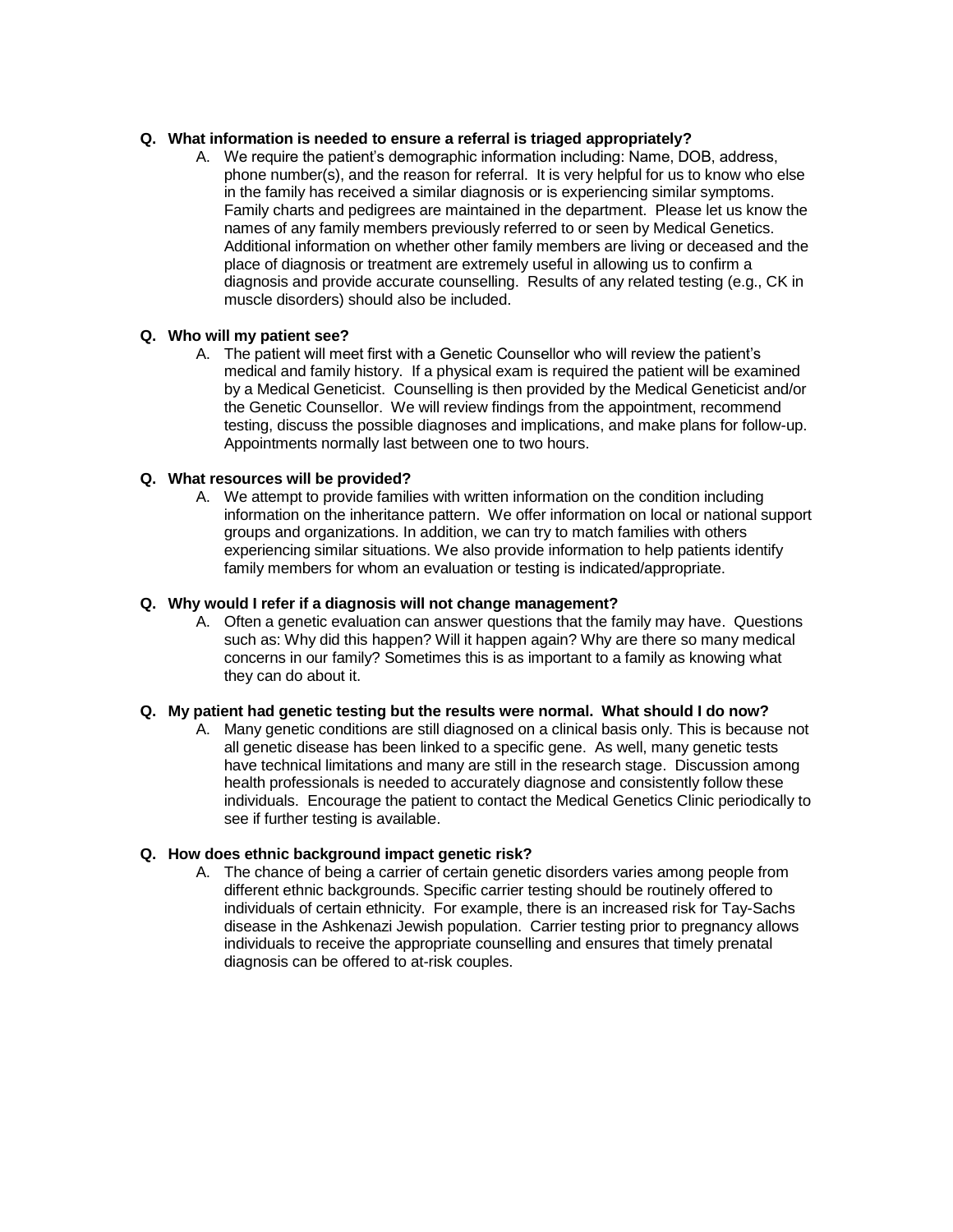**Q. What information is needed to ensure a referral is triaged appropriately?**

A. We require the patient's demographic information including: Name, DOB, address, phone number(s), and the reason for referral. It is very helpful for us to know who else in the family has received a similar diagnosis or is experiencing similar symptoms. Family charts and pedigrees are maintained in the department. Please let us know the names of any family members previously referred to or seen by Medical Genetics. Additional information on whether other family members are living or deceased and the place of diagnosis or treatment are extremely useful in allowing us to confirm a diagnosis and provide accurate counselling. Results of any related testing (e.g., CK in muscle disorders) should also be included.

**Q. Who will my patient see?**

A. The patient will meet first with a Genetic Counsellor who will review the patient's medical and family history. If a physical exam is required the patient will be examined by a Medical Geneticist. Counselling is then provided by the Medical Geneticist and/or the Genetic Counsellor. We will review findings from the appointment, recommend testing, discuss the possible diagnoses and implications, and make plans for follow-up. Appointments normally last between one to two hours.

**Q. What resources will be provided?**

A. We attempt to provide families with written information on the condition including information on the inheritance pattern. We offer information on local or national support groups and organizations. In addition, we can try to match families with others experiencing similar situations. We also provide information to help patients identify family members for whom an evaluation or testing is indicated/appropriate.

**Q. Why would I refer if a diagnosis will not change management?**

A. Often a genetic evaluation can answer questions that the family may have. Questions such as: Why did this happen? Will it happen again? Why are there so many medical concerns in our family? Sometimes this is as important to a family as knowing what they can do about it.

**Q. My patient had genetic testing but the results were normal. What should I do now?**

A. Many genetic conditions are still diagnosed on a clinical basis only. This is because not all genetic disease has been linked to a specific gene. As well, many genetic tests have technical limitations and many are still in the research stage. Discussion among health professionals is needed to accurately diagnose and consistently follow these individuals. Encourage the patient to contact the Medical Genetics Clinic periodically to see if further testing is available.

**Q. How does ethnic background impact genetic risk?**

A. The chance of being a carrier of certain genetic disorders varies among people from different ethnic backgrounds. Specific carrier testing should be routinely offered to individuals of certain ethnicity. For example, there is an increased risk for Tay-Sachs disease in the Ashkenazi Jewish population. Carrier testing prior to pregnancy allows individuals to receive the appropriate counselling and ensures that timely prenatal diagnosis can be offered to at-risk couples.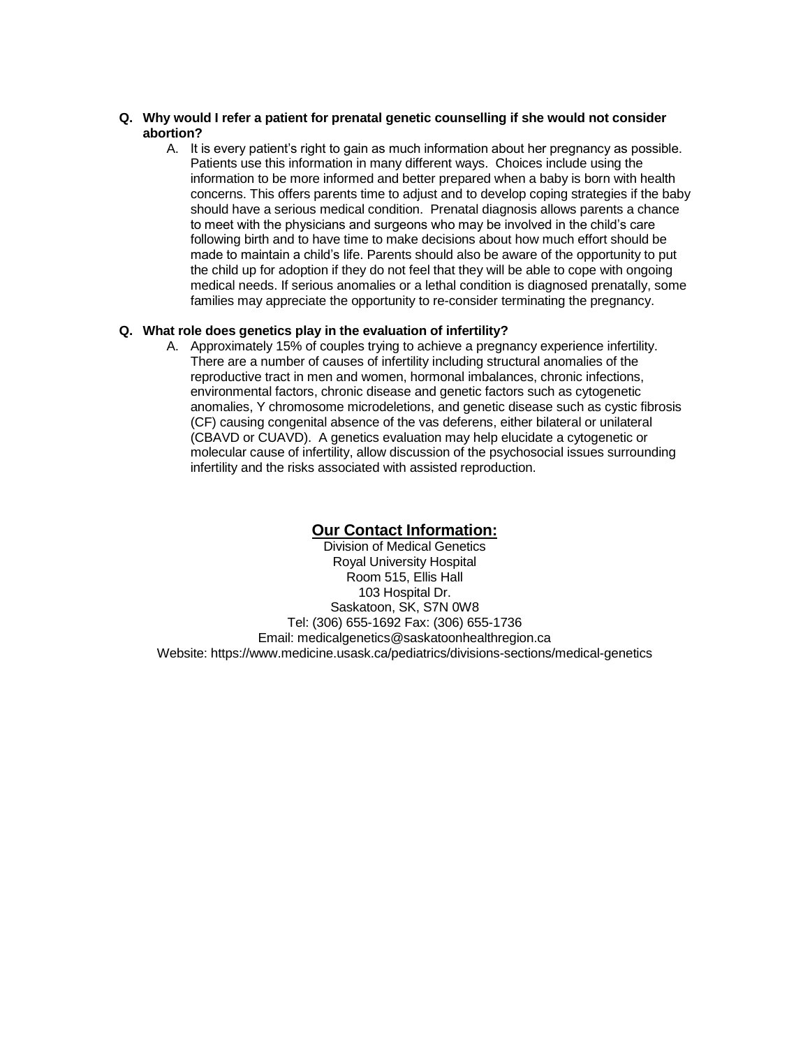**Q. Why would I refer a patient for prenatal genetic counselling if she would not consider abortion?**

A. It is every patient's right to gain as much information about her pregnancy as possible. Patients use this information in many different ways. Choices include using the information to be more informed and better prepared when a baby is born with health concerns. This offers parents time to adjust and to develop coping strategies if the baby should have a serious medical condition. Prenatal diagnosis allows parents a chance to meet with the physicians and surgeons who may be involved in the child's care following birth and to have time to make decisions about how much effort should be made to maintain a child's life. Parents should also be aware of the opportunity to put the child up for adoption if they do not feel that they will be able to cope with ongoing medical needs. If serious anomalies or a lethal condition is diagnosed prenatally, some families may appreciate the opportunity to re-consider terminating the pregnancy.

**Q. What role does genetics play in the evaluation of infertility?**

A. Approximately 15% of couples trying to achieve a pregnancy experience infertility. There are a number of causes of infertility including structural anomalies of the reproductive tract in men and women, hormonal imbalances, chronic infections, environmental factors, chronic disease and genetic factors such as cytogenetic anomalies, Y chromosome microdeletions, and genetic disease such as cystic fibrosis (CF) causing congenital absence of the vas deferens, either bilateral or unilateral (CBAVD or CUAVD). A genetics evaluation may help elucidate a cytogenetic or molecular cause of infertility, allow discussion of the psychosocial issues surrounding infertility and the risks associated with assisted reproduction.

## Our Contact Information:

Division of Medical Genetics
Royal University Hospital
Room 515, Ellis Hall
103 Hospital Dr.
Saskatoon, SK, S7N 0W8
Tel: (306) 655-1692 Fax: (306) 655-1736
Email: medicalgenetics@saskatoonhealthregion.ca
Website: https://www.medicine.usask.ca/pediatrics/divisions-sections/medical-genetics